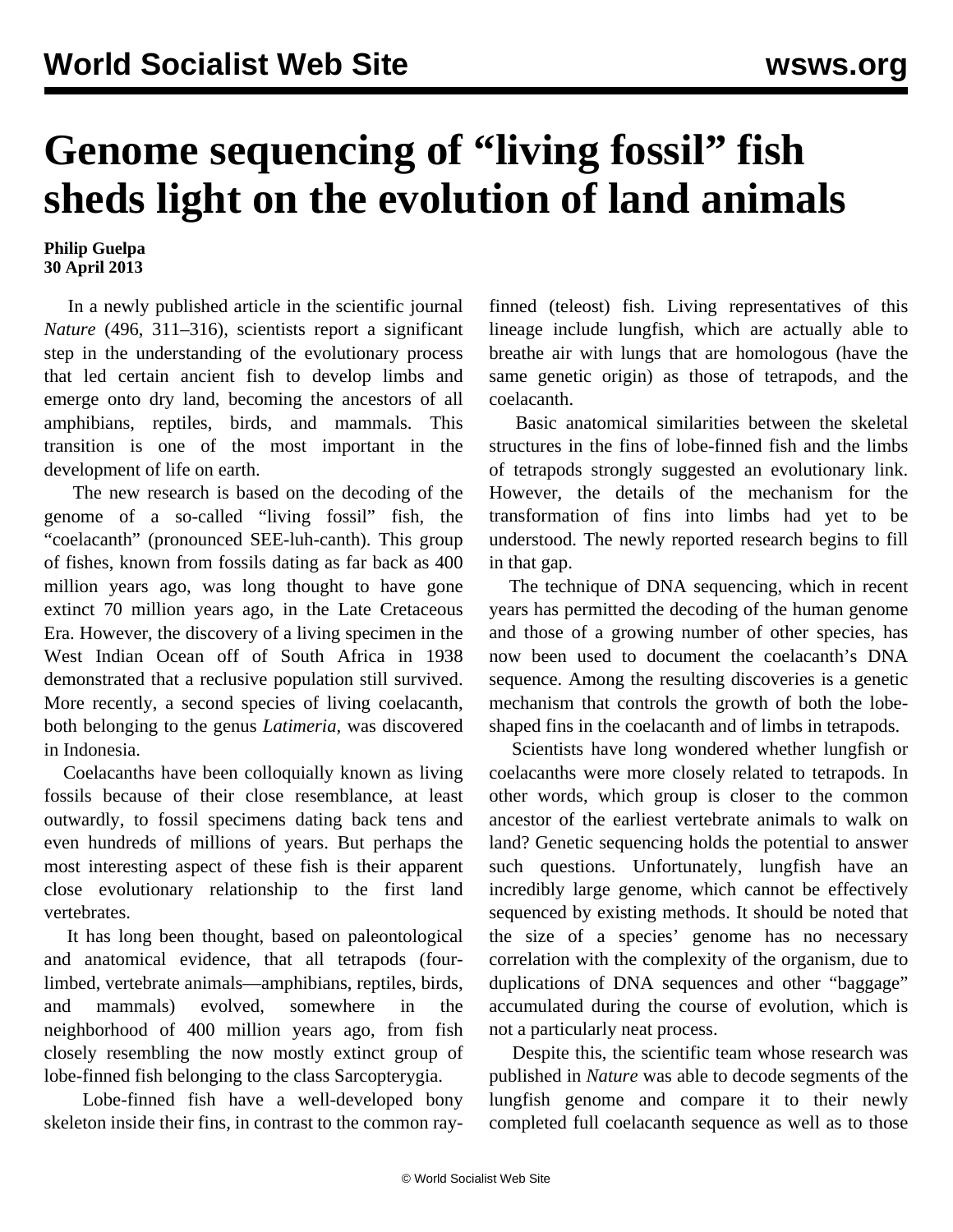# Genome sequencing of "living fossil" fish sheds light on the evolution of land animals

**Philip Guelpa**
**30 April 2013**

In a newly published article in the scientific journal *Nature* (496, 311–316), scientists report a significant step in the understanding of the evolutionary process that led certain ancient fish to develop limbs and emerge onto dry land, becoming the ancestors of all amphibians, reptiles, birds, and mammals. This transition is one of the most important in the development of life on earth.

The new research is based on the decoding of the genome of a so-called "living fossil" fish, the "coelacanth" (pronounced SEE-luh-canth). This group of fishes, known from fossils dating as far back as 400 million years ago, was long thought to have gone extinct 70 million years ago, in the Late Cretaceous Era. However, the discovery of a living specimen in the West Indian Ocean off of South Africa in 1938 demonstrated that a reclusive population still survived. More recently, a second species of living coelacanth, both belonging to the genus *Latimeria,* was discovered in Indonesia.

Coelacanths have been colloquially known as living fossils because of their close resemblance, at least outwardly, to fossil specimens dating back tens and even hundreds of millions of years. But perhaps the most interesting aspect of these fish is their apparent close evolutionary relationship to the first land vertebrates.

It has long been thought, based on paleontological and anatomical evidence, that all tetrapods (four-limbed, vertebrate animals—amphibians, reptiles, birds, and mammals) evolved, somewhere in the neighborhood of 400 million years ago, from fish closely resembling the now mostly extinct group of lobe-finned fish belonging to the class Sarcopterygia.

Lobe-finned fish have a well-developed bony skeleton inside their fins, in contrast to the common ray-finned (teleost) fish. Living representatives of this lineage include lungfish, which are actually able to breathe air with lungs that are homologous (have the same genetic origin) as those of tetrapods, and the coelacanth.

Basic anatomical similarities between the skeletal structures in the fins of lobe-finned fish and the limbs of tetrapods strongly suggested an evolutionary link. However, the details of the mechanism for the transformation of fins into limbs had yet to be understood. The newly reported research begins to fill in that gap.

The technique of DNA sequencing, which in recent years has permitted the decoding of the human genome and those of a growing number of other species, has now been used to document the coelacanth's DNA sequence. Among the resulting discoveries is a genetic mechanism that controls the growth of both the lobe-shaped fins in the coelacanth and of limbs in tetrapods.

Scientists have long wondered whether lungfish or coelacanths were more closely related to tetrapods. In other words, which group is closer to the common ancestor of the earliest vertebrate animals to walk on land? Genetic sequencing holds the potential to answer such questions. Unfortunately, lungfish have an incredibly large genome, which cannot be effectively sequenced by existing methods. It should be noted that the size of a species' genome has no necessary correlation with the complexity of the organism, due to duplications of DNA sequences and other "baggage" accumulated during the course of evolution, which is not a particularly neat process.

Despite this, the scientific team whose research was published in *Nature* was able to decode segments of the lungfish genome and compare it to their newly completed full coelacanth sequence as well as to those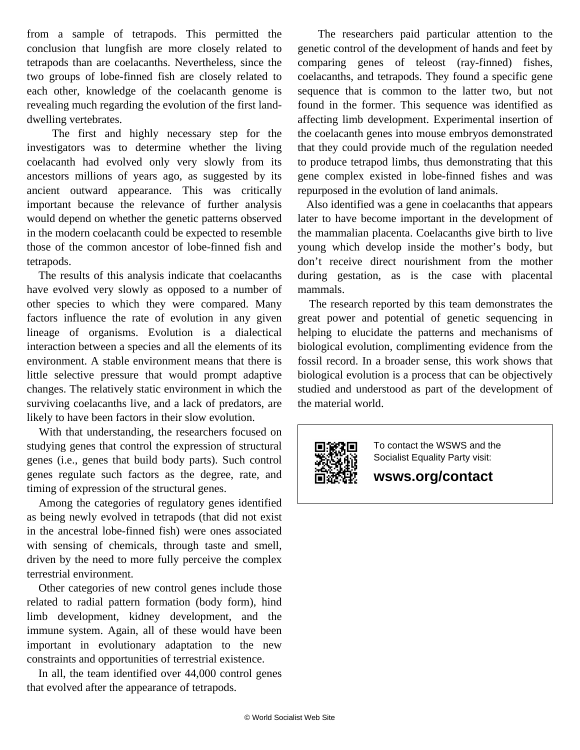from a sample of tetrapods. This permitted the conclusion that lungfish are more closely related to tetrapods than are coelacanths. Nevertheless, since the two groups of lobe-finned fish are closely related to each other, knowledge of the coelacanth genome is revealing much regarding the evolution of the first land-dwelling vertebrates.

The first and highly necessary step for the investigators was to determine whether the living coelacanth had evolved only very slowly from its ancestors millions of years ago, as suggested by its ancient outward appearance. This was critically important because the relevance of further analysis would depend on whether the genetic patterns observed in the modern coelacanth could be expected to resemble those of the common ancestor of lobe-finned fish and tetrapods.

The results of this analysis indicate that coelacanths have evolved very slowly as opposed to a number of other species to which they were compared. Many factors influence the rate of evolution in any given lineage of organisms. Evolution is a dialectical interaction between a species and all the elements of its environment. A stable environment means that there is little selective pressure that would prompt adaptive changes. The relatively static environment in which the surviving coelacanths live, and a lack of predators, are likely to have been factors in their slow evolution.

With that understanding, the researchers focused on studying genes that control the expression of structural genes (i.e., genes that build body parts). Such control genes regulate such factors as the degree, rate, and timing of expression of the structural genes.

Among the categories of regulatory genes identified as being newly evolved in tetrapods (that did not exist in the ancestral lobe-finned fish) were ones associated with sensing of chemicals, through taste and smell, driven by the need to more fully perceive the complex terrestrial environment.

Other categories of new control genes include those related to radial pattern formation (body form), hind limb development, kidney development, and the immune system. Again, all of these would have been important in evolutionary adaptation to the new constraints and opportunities of terrestrial existence.

In all, the team identified over 44,000 control genes that evolved after the appearance of tetrapods.

The researchers paid particular attention to the genetic control of the development of hands and feet by comparing genes of teleost (ray-finned) fishes, coelacanths, and tetrapods. They found a specific gene sequence that is common to the latter two, but not found in the former. This sequence was identified as affecting limb development. Experimental insertion of the coelacanth genes into mouse embryos demonstrated that they could provide much of the regulation needed to produce tetrapod limbs, thus demonstrating that this gene complex existed in lobe-finned fishes and was repurposed in the evolution of land animals.

Also identified was a gene in coelacanths that appears later to have become important in the development of the mammalian placenta. Coelacanths give birth to live young which develop inside the mother's body, but don't receive direct nourishment from the mother during gestation, as is the case with placental mammals.

The research reported by this team demonstrates the great power and potential of genetic sequencing in helping to elucidate the patterns and mechanisms of biological evolution, complimenting evidence from the fossil record. In a broader sense, this work shows that biological evolution is a process that can be objectively studied and understood as part of the development of the material world.

To contact the WSWS and the Socialist Equality Party visit:

**wsws.org/contact**